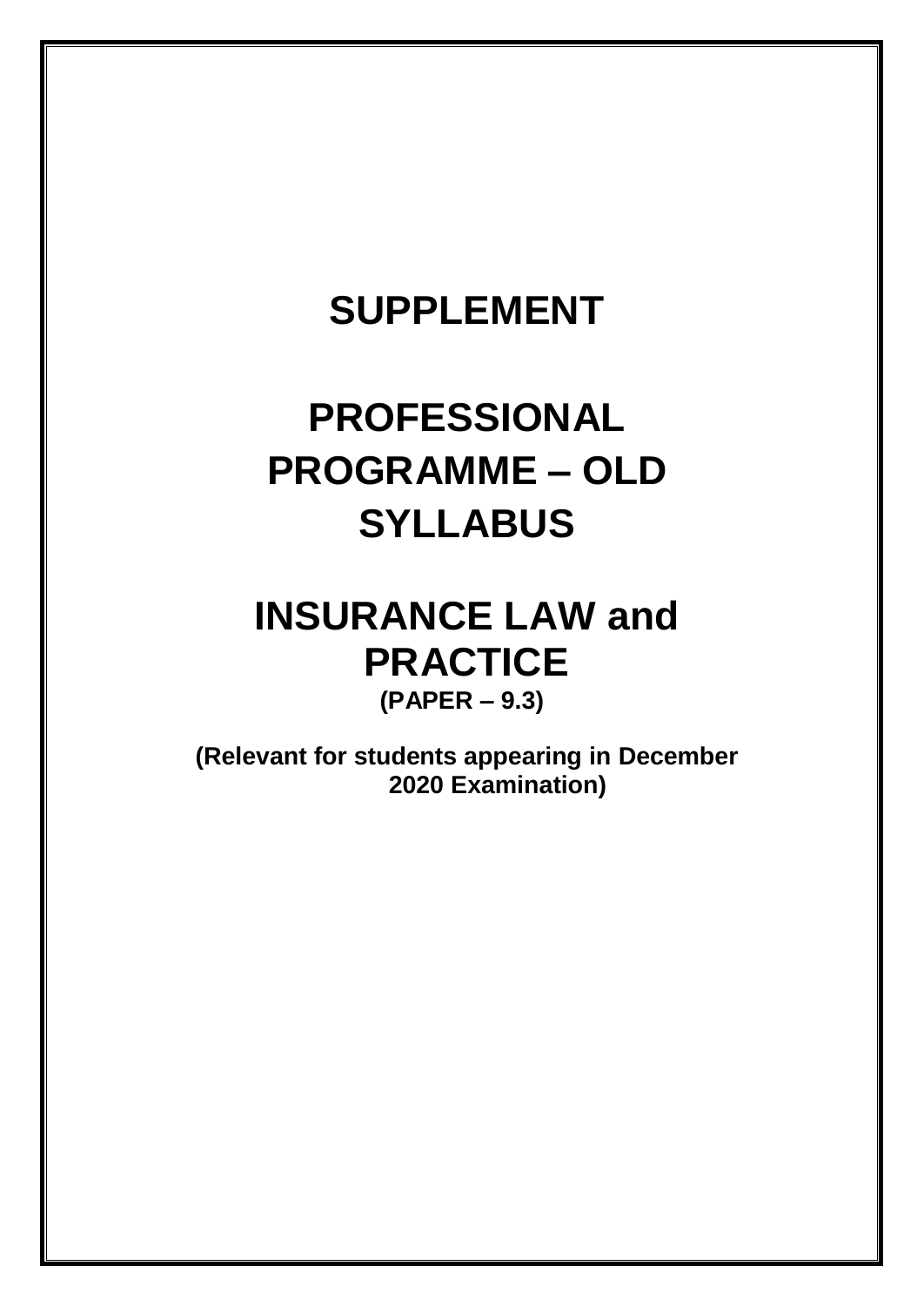# SUPPLEMENT

# PROFESSIONAL PROGRAMME – OLD SYLLABUS

# INSURANCE LAW and PRACTICE

**(PAPER – 9.3)**

**(Relevant for students appearing in December 2020 Examination)**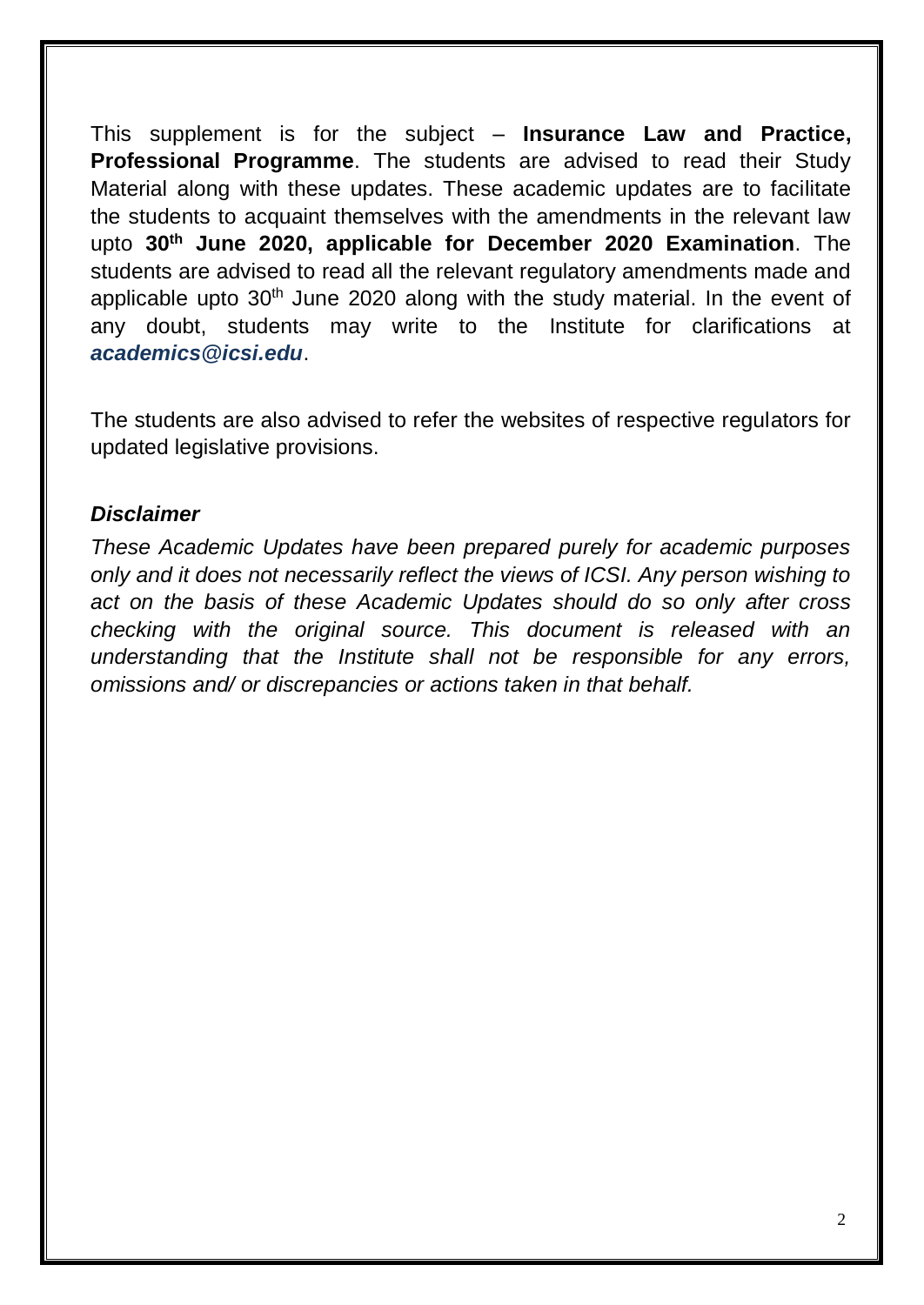This supplement is for the subject – **Insurance Law and Practice, Professional Programme**. The students are advised to read their Study Material along with these updates. These academic updates are to facilitate the students to acquaint themselves with the amendments in the relevant law upto **30th June 2020, applicable for December 2020 Examination**. The students are advised to read all the relevant regulatory amendments made and applicable upto 30th June 2020 along with the study material. In the event of any doubt, students may write to the Institute for clarifications at ***academics@icsi.edu***.

The students are also advised to refer the websites of respective regulators for updated legislative provisions.

***Disclaimer***

*These Academic Updates have been prepared purely for academic purposes only and it does not necessarily reflect the views of ICSI. Any person wishing to act on the basis of these Academic Updates should do so only after cross checking with the original source. This document is released with an understanding that the Institute shall not be responsible for any errors, omissions and/ or discrepancies or actions taken in that behalf.*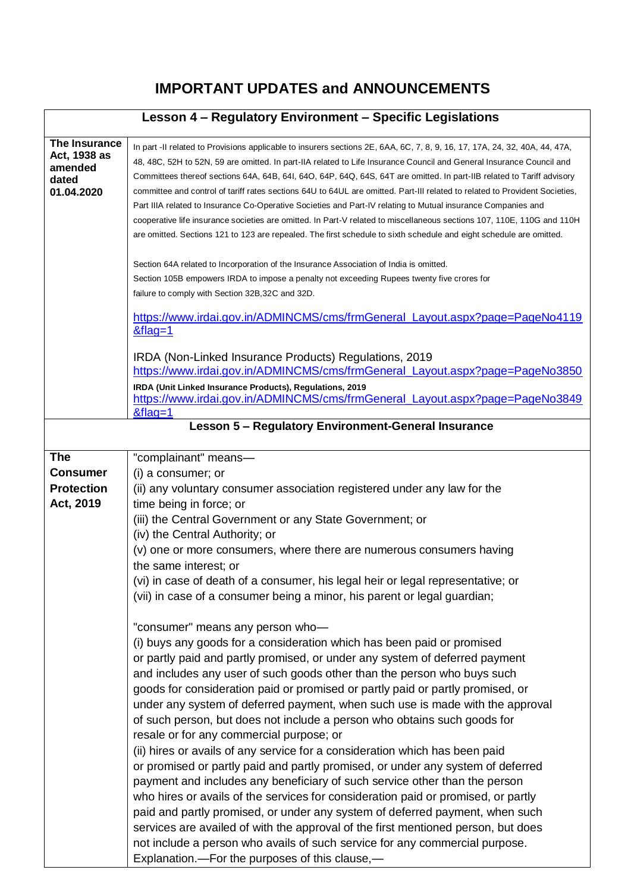# IMPORTANT UPDATES and ANNOUNCEMENTS

| Lesson 4 – Regulatory Environment – Specific Legislations | |
|---|---|
| **The Insurance Act, 1938 as amended dated 01.04.2020** | In part -II related to Provisions applicable to insurers sections 2E, 6AA, 6C, 7, 8, 9, 16, 17, 17A, 24, 32, 40A, 44, 47A, 48, 48C, 52H to 52N, 59 are omitted. In part-IIA related to Life Insurance Council and General Insurance Council and Committees thereof sections 64A, 64B, 64I, 64O, 64P, 64Q, 64S, 64T are omitted. In part-IIB related to Tariff advisory committee and control of tariff rates sections 64U to 64UL are omitted. Part-III related to related to Provident Societies, Part IIIA related to Insurance Co-Operative Societies and Part-IV relating to Mutual insurance Companies and cooperative life insurance societies are omitted. In Part-V related to miscellaneous sections 107, 110E, 110G and 110H are omitted. Sections 121 to 123 are repealed. The first schedule to sixth schedule and eight schedule are omitted.<br><br>Section 64A related to Incorporation of the Insurance Association of India is omitted.<br>Section 105B empowers IRDA to impose a penalty not exceeding Rupees twenty five crores for failure to comply with Section 32B,32C and 32D.<br><br>https://www.irdai.gov.in/ADMINCMS/cms/frmGeneral_Layout.aspx?page=PageNo4119&flag=1<br><br>IRDA (Non-Linked Insurance Products) Regulations, 2019<br>https://www.irdai.gov.in/ADMINCMS/cms/frmGeneral_Layout.aspx?page=PageNo3850<br>**IRDA (Unit Linked Insurance Products), Regulations, 2019**<br>https://www.irdai.gov.in/ADMINCMS/cms/frmGeneral_Layout.aspx?page=PageNo3849&flag=1 |
| **Lesson 5 – Regulatory Environment-General Insurance** | |
| **The Consumer Protection Act, 2019** | "complainant" means—<br>(i) a consumer; or<br>(ii) any voluntary consumer association registered under any law for the time being in force; or<br>(iii) the Central Government or any State Government; or<br>(iv) the Central Authority; or<br>(v) one or more consumers, where there are numerous consumers having the same interest; or<br>(vi) in case of death of a consumer, his legal heir or legal representative; or<br>(vii) in case of a consumer being a minor, his parent or legal guardian;<br><br>"consumer" means any person who—<br>(i) buys any goods for a consideration which has been paid or promised or partly paid and partly promised, or under any system of deferred payment and includes any user of such goods other than the person who buys such goods for consideration paid or promised or partly paid or partly promised, or under any system of deferred payment, when such use is made with the approval of such person, but does not include a person who obtains such goods for resale or for any commercial purpose; or<br>(ii) hires or avails of any service for a consideration which has been paid or promised or partly paid and partly promised, or under any system of deferred payment and includes any beneficiary of such service other than the person who hires or avails of the services for consideration paid or promised, or partly paid and partly promised, or under any system of deferred payment, when such services are availed of with the approval of the first mentioned person, but does not include a person who avails of such service for any commercial purpose.<br>Explanation.—For the purposes of this clause,— |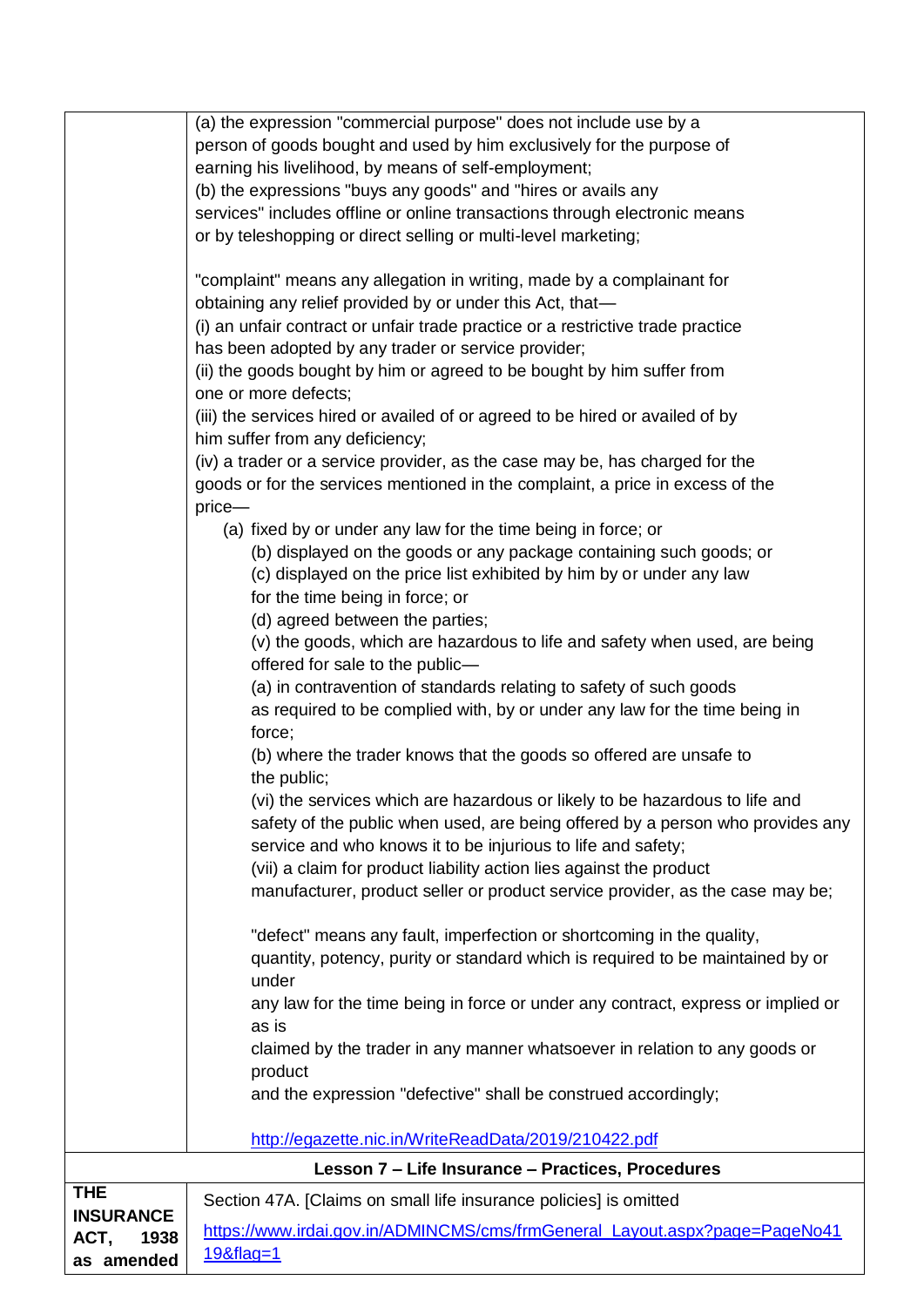| | |
|---|---|
| | (a) the expression "commercial purpose" does not include use by a person of goods bought and used by him exclusively for the purpose of earning his livelihood, by means of self-employment;<br>(b) the expressions "buys any goods" and "hires or avails any services" includes offline or online transactions through electronic means or by teleshopping or direct selling or multi-level marketing;<br><br>"complaint" means any allegation in writing, made by a complainant for obtaining any relief provided by or under this Act, that—<br>(i) an unfair contract or unfair trade practice or a restrictive trade practice has been adopted by any trader or service provider;<br>(ii) the goods bought by him or agreed to be bought by him suffer from one or more defects;<br>(iii) the services hired or availed of or agreed to be hired or availed of by him suffer from any deficiency;<br>(iv) a trader or a service provider, as the case may be, has charged for the goods or for the services mentioned in the complaint, a price in excess of the price—<br>(a) fixed by or under any law for the time being in force; or<br>(b) displayed on the goods or any package containing such goods; or<br>(c) displayed on the price list exhibited by him by or under any law for the time being in force; or<br>(d) agreed between the parties;<br>(v) the goods, which are hazardous to life and safety when used, are being offered for sale to the public—<br>(a) in contravention of standards relating to safety of such goods as required to be complied with, by or under any law for the time being in force;<br>(b) where the trader knows that the goods so offered are unsafe to the public;<br>(vi) the services which are hazardous or likely to be hazardous to life and safety of the public when used, are being offered by a person who provides any service and who knows it to be injurious to life and safety;<br>(vii) a claim for product liability action lies against the product manufacturer, product seller or product service provider, as the case may be;<br><br>"defect" means any fault, imperfection or shortcoming in the quality, quantity, potency, purity or standard which is required to be maintained by or under any law for the time being in force or under any contract, express or implied or as is claimed by the trader in any manner whatsoever in relation to any goods or product and the expression "defective" shall be construed accordingly;<br><br>http://egazette.nic.in/WriteReadData/2019/210422.pdf |
| **Lesson 7 – Life Insurance – Practices, Procedures** | |
| **THE INSURANCE ACT, 1938 as amended** | Section 47A. [Claims on small life insurance policies] is omitted<br>https://www.irdai.gov.in/ADMINCMS/cms/frmGeneral_Layout.aspx?page=PageNo4119&flag=1 |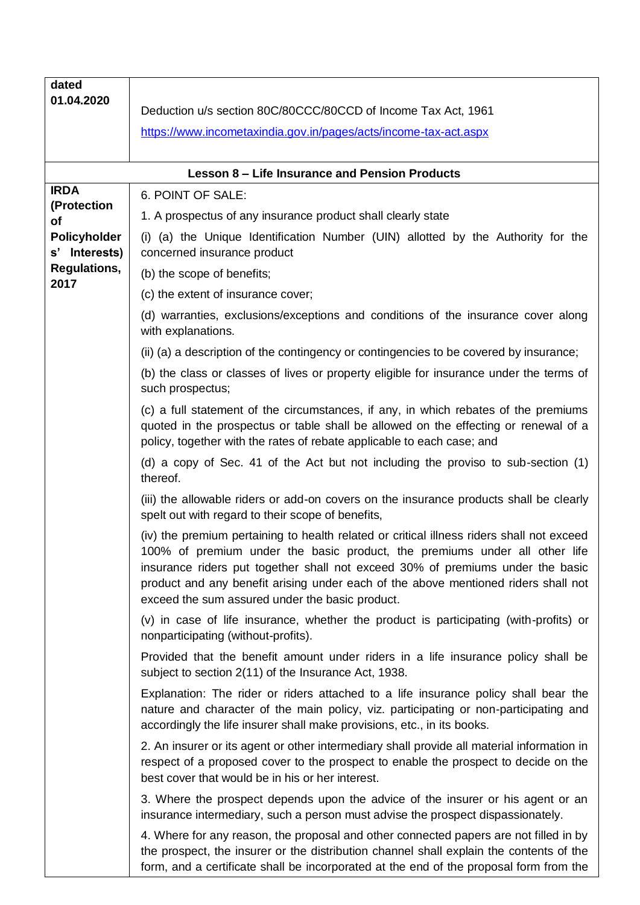| | |
|---|---|
| **dated 01.04.2020** | Deduction u/s section 80C/80CCC/80CCD of Income Tax Act, 1961<br><br>https://www.incometaxindia.gov.in/pages/acts/income-tax-act.aspx |
| **Lesson 8 – Life Insurance and Pension Products** | |
| **IRDA (Protection of Policyholders' Interests) Regulations, 2017** | 6. POINT OF SALE:<br><br>1. A prospectus of any insurance product shall clearly state<br><br>(i) (a) the Unique Identification Number (UIN) allotted by the Authority for the concerned insurance product<br><br>(b) the scope of benefits;<br><br>(c) the extent of insurance cover;<br><br>(d) warranties, exclusions/exceptions and conditions of the insurance cover along with explanations.<br><br>(ii) (a) a description of the contingency or contingencies to be covered by insurance;<br><br>(b) the class or classes of lives or property eligible for insurance under the terms of such prospectus;<br><br>(c) a full statement of the circumstances, if any, in which rebates of the premiums quoted in the prospectus or table shall be allowed on the effecting or renewal of a policy, together with the rates of rebate applicable to each case; and<br><br>(d) a copy of Sec. 41 of the Act but not including the proviso to sub-section (1) thereof.<br><br>(iii) the allowable riders or add-on covers on the insurance products shall be clearly spelt out with regard to their scope of benefits,<br><br>(iv) the premium pertaining to health related or critical illness riders shall not exceed 100% of premium under the basic product, the premiums under all other life insurance riders put together shall not exceed 30% of premiums under the basic product and any benefit arising under each of the above mentioned riders shall not exceed the sum assured under the basic product.<br><br>(v) in case of life insurance, whether the product is participating (with-profits) or nonparticipating (without-profits).<br><br>Provided that the benefit amount under riders in a life insurance policy shall be subject to section 2(11) of the Insurance Act, 1938.<br><br>Explanation: The rider or riders attached to a life insurance policy shall bear the nature and character of the main policy, viz. participating or non-participating and accordingly the life insurer shall make provisions, etc., in its books.<br><br>2. An insurer or its agent or other intermediary shall provide all material information in respect of a proposed cover to the prospect to enable the prospect to decide on the best cover that would be in his or her interest.<br><br>3. Where the prospect depends upon the advice of the insurer or his agent or an insurance intermediary, such a person must advise the prospect dispassionately.<br><br>4. Where for any reason, the proposal and other connected papers are not filled in by the prospect, the insurer or the distribution channel shall explain the contents of the form, and a certificate shall be incorporated at the end of the proposal form from the |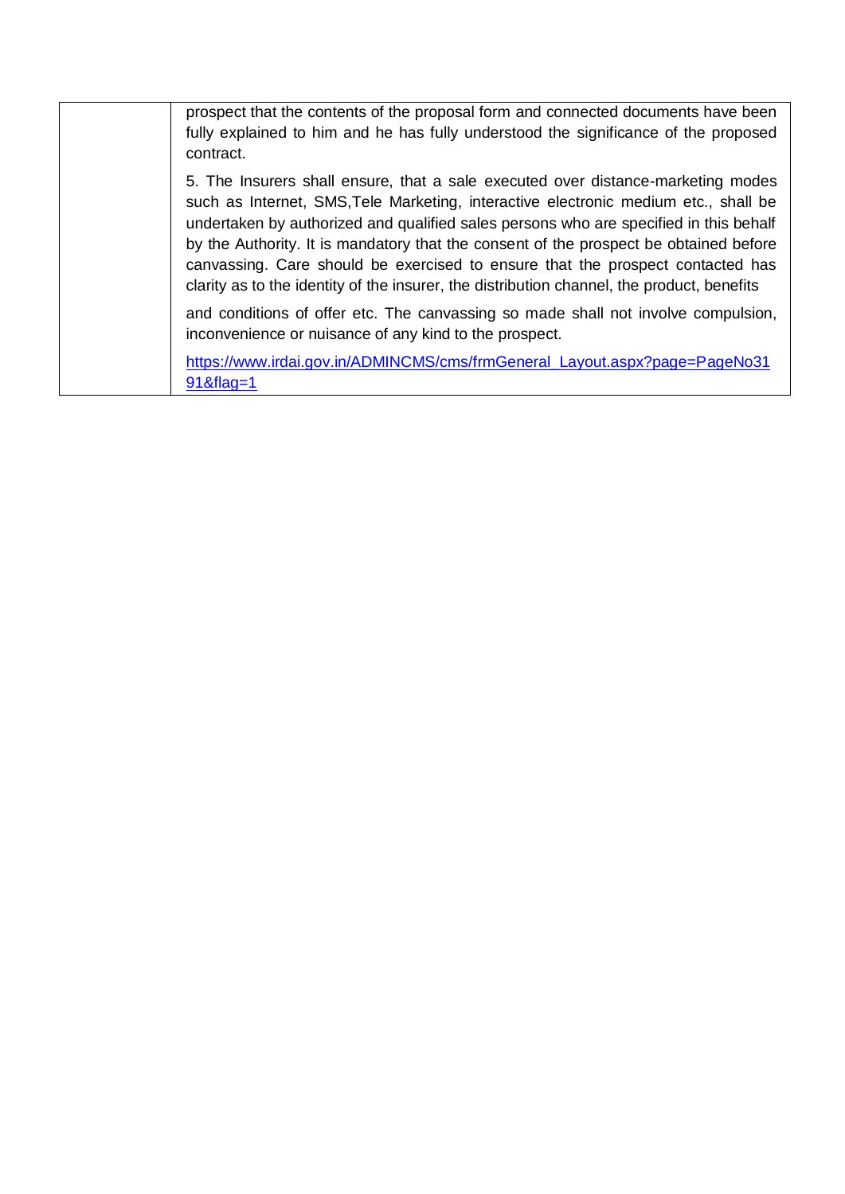| | |
|---|---|
| | prospect that the contents of the proposal form and connected documents have been fully explained to him and he has fully understood the significance of the proposed contract.<br><br>5. The Insurers shall ensure, that a sale executed over distance-marketing modes such as Internet, SMS,Tele Marketing, interactive electronic medium etc., shall be undertaken by authorized and qualified sales persons who are specified in this behalf by the Authority. It is mandatory that the consent of the prospect be obtained before canvassing. Care should be exercised to ensure that the prospect contacted has clarity as to the identity of the insurer, the distribution channel, the product, benefits and conditions of offer etc. The canvassing so made shall not involve compulsion, inconvenience or nuisance of any kind to the prospect.<br><br>https://www.irdai.gov.in/ADMINCMS/cms/frmGeneral_Layout.aspx?page=PageNo3191&flag=1 |